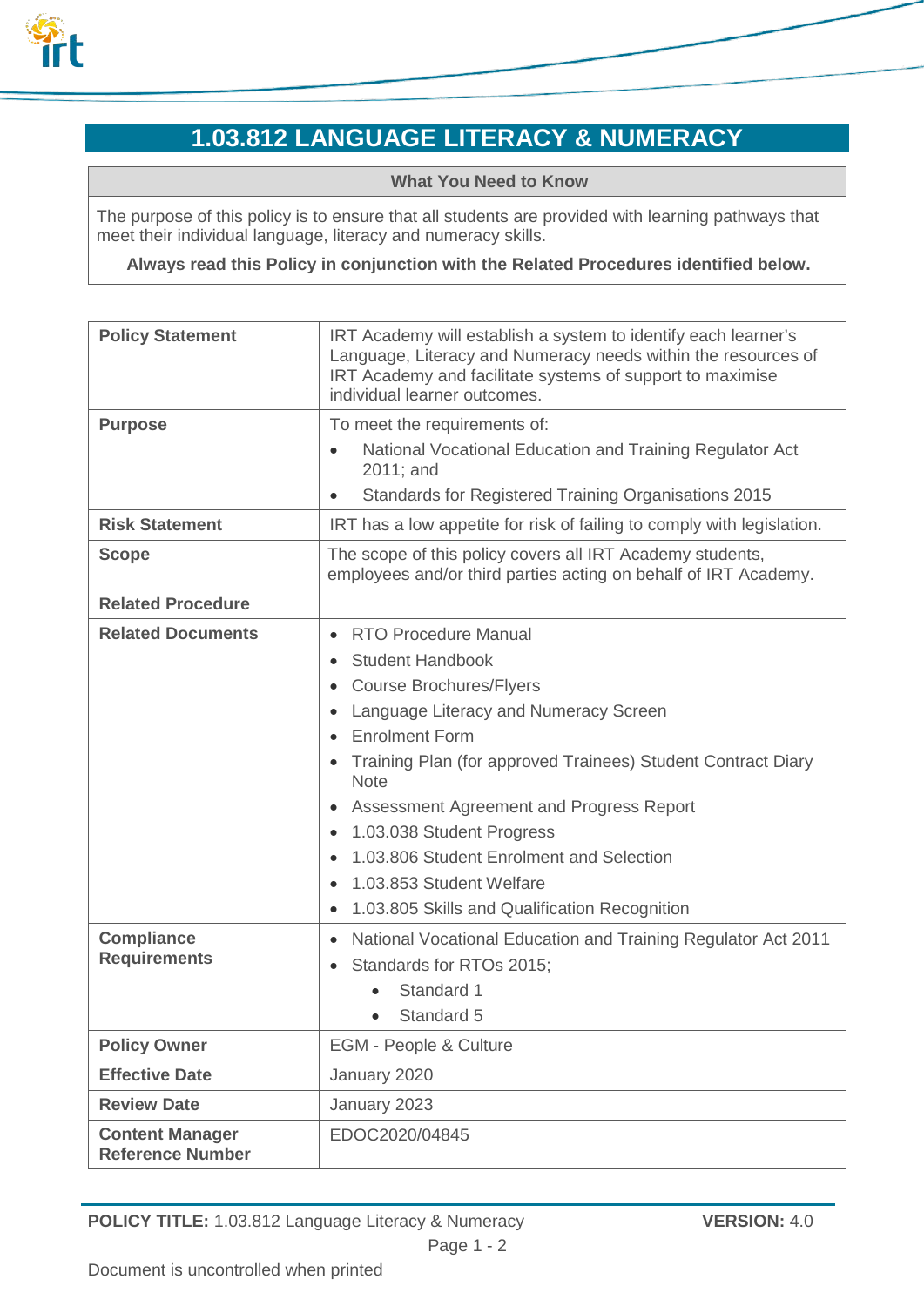# 1.03.812 LANGUAGE LITERACY & NUMERACY

| What You Need to Know |
| --- |
| The purpose of this policy is to ensure that all students are provided with learning pathways that meet their individual language, literacy and numeracy skills.<br>**Always read this Policy in conjunction with the Related Procedures identified below.** |

| | |
| --- | --- |
| **Policy Statement** | IRT Academy will establish a system to identify each learner's Language, Literacy and Numeracy needs within the resources of IRT Academy and facilitate systems of support to maximise individual learner outcomes. |
| **Purpose** | To meet the requirements of:<br>• National Vocational Education and Training Regulator Act 2011; and<br>• Standards for Registered Training Organisations 2015 |
| **Risk Statement** | IRT has a low appetite for risk of failing to comply with legislation. |
| **Scope** | The scope of this policy covers all IRT Academy students, employees and/or third parties acting on behalf of IRT Academy. |
| **Related Procedure** | |
| **Related Documents** | • RTO Procedure Manual<br>• Student Handbook<br>• Course Brochures/Flyers<br>• Language Literacy and Numeracy Screen<br>• Enrolment Form<br>• Training Plan (for approved Trainees) Student Contract Diary Note<br>• Assessment Agreement and Progress Report<br>• 1.03.038 Student Progress<br>• 1.03.806 Student Enrolment and Selection<br>• 1.03.853 Student Welfare<br>• 1.03.805 Skills and Qualification Recognition |
| **Compliance Requirements** | • National Vocational Education and Training Regulator Act 2011<br>• Standards for RTOs 2015;<br>&nbsp;&nbsp;&nbsp;&nbsp;• Standard 1<br>&nbsp;&nbsp;&nbsp;&nbsp;• Standard 5 |
| **Policy Owner** | EGM - People & Culture |
| **Effective Date** | January 2020 |
| **Review Date** | January 2023 |
| **Content Manager Reference Number** | EDOC2020/04845 |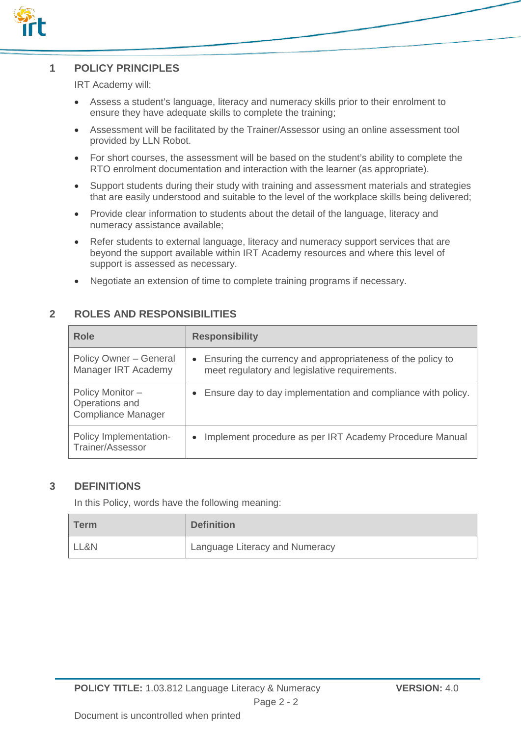## 1 POLICY PRINCIPLES

IRT Academy will:

- Assess a student's language, literacy and numeracy skills prior to their enrolment to ensure they have adequate skills to complete the training;
- Assessment will be facilitated by the Trainer/Assessor using an online assessment tool provided by LLN Robot.
- For short courses, the assessment will be based on the student's ability to complete the RTO enrolment documentation and interaction with the learner (as appropriate).
- Support students during their study with training and assessment materials and strategies that are easily understood and suitable to the level of the workplace skills being delivered;
- Provide clear information to students about the detail of the language, literacy and numeracy assistance available;
- Refer students to external language, literacy and numeracy support services that are beyond the support available within IRT Academy resources and where this level of support is assessed as necessary.
- Negotiate an extension of time to complete training programs if necessary.

## 2 ROLES AND RESPONSIBILITIES

| Role | Responsibility |
|---|---|
| Policy Owner – General Manager IRT Academy | • Ensuring the currency and appropriateness of the policy to meet regulatory and legislative requirements. |
| Policy Monitor – Operations and Compliance Manager | • Ensure day to day implementation and compliance with policy. |
| Policy Implementation-Trainer/Assessor | • Implement procedure as per IRT Academy Procedure Manual |

## 3 DEFINITIONS

In this Policy, words have the following meaning:

| Term | Definition |
|---|---|
| LL&N | Language Literacy and Numeracy |

**POLICY TITLE:** 1.03.812 Language Literacy & Numeracy **VERSION:** 4.0

Document is uncontrolled when printed